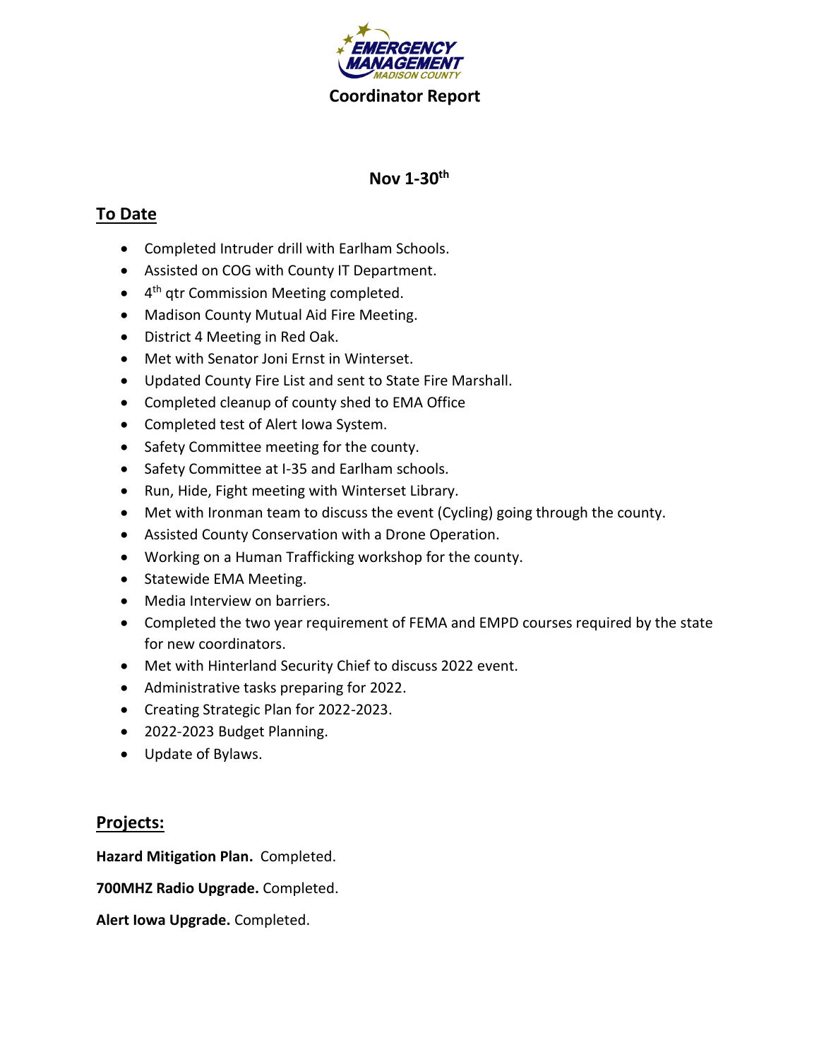# Coordinator Report

## Nov 1-30th

## To Date

- Completed Intruder drill with Earlham Schools.
- Assisted on COG with County IT Department.
- 4th qtr Commission Meeting completed.
- Madison County Mutual Aid Fire Meeting.
- District 4 Meeting in Red Oak.
- Met with Senator Joni Ernst in Winterset.
- Updated County Fire List and sent to State Fire Marshall.
- Completed cleanup of county shed to EMA Office
- Completed test of Alert Iowa System.
- Safety Committee meeting for the county.
- Safety Committee at I-35 and Earlham schools.
- Run, Hide, Fight meeting with Winterset Library.
- Met with Ironman team to discuss the event (Cycling) going through the county.
- Assisted County Conservation with a Drone Operation.
- Working on a Human Trafficking workshop for the county.
- Statewide EMA Meeting.
- Media Interview on barriers.
- Completed the two year requirement of FEMA and EMPD courses required by the state for new coordinators.
- Met with Hinterland Security Chief to discuss 2022 event.
- Administrative tasks preparing for 2022.
- Creating Strategic Plan for 2022-2023.
- 2022-2023 Budget Planning.
- Update of Bylaws.

## Projects:

**Hazard Mitigation Plan.** Completed.

**700MHZ Radio Upgrade.** Completed.

**Alert Iowa Upgrade.** Completed.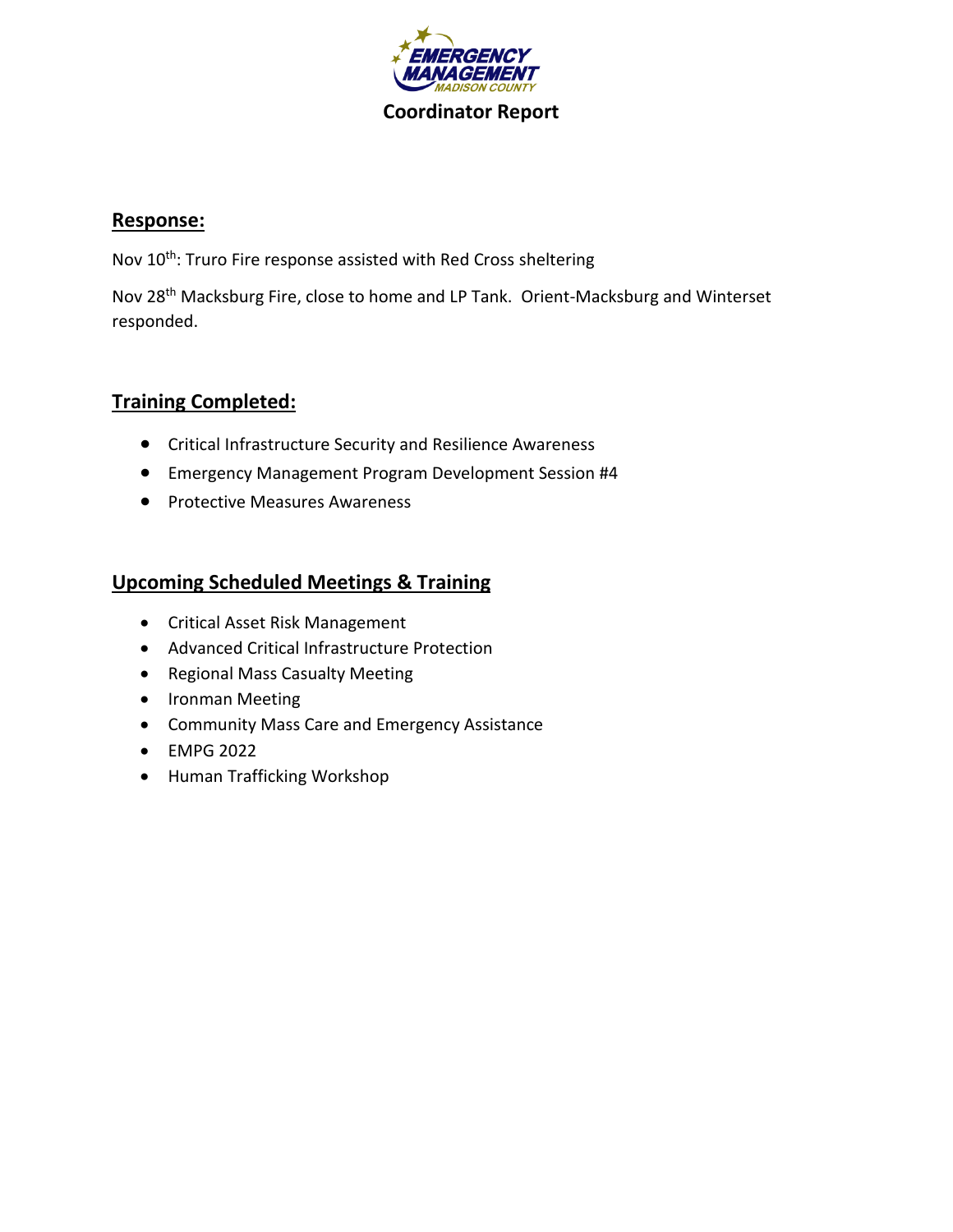EMERGENCY MANAGEMENT
MADISON COUNTY

# Coordinator Report

## Response:

Nov 10th: Truro Fire response assisted with Red Cross sheltering

Nov 28th Macksburg Fire, close to home and LP Tank. Orient-Macksburg and Winterset responded.

## Training Completed:

- Critical Infrastructure Security and Resilience Awareness
- Emergency Management Program Development Session #4
- Protective Measures Awareness

## Upcoming Scheduled Meetings & Training

- Critical Asset Risk Management
- Advanced Critical Infrastructure Protection
- Regional Mass Casualty Meeting
- Ironman Meeting
- Community Mass Care and Emergency Assistance
- EMPG 2022
- Human Trafficking Workshop